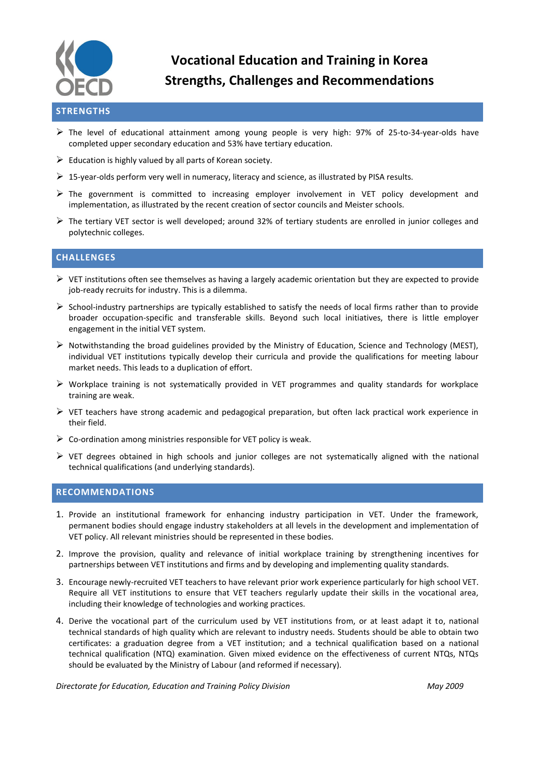# Vocational Education and Training in Korea
# Strengths, Challenges and Recommendations

## STRENGTHS

- The level of educational attainment among young people is very high: 97% of 25-to-34-year-olds have completed upper secondary education and 53% have tertiary education.
- Education is highly valued by all parts of Korean society.
- 15-year-olds perform very well in numeracy, literacy and science, as illustrated by PISA results.
- The government is committed to increasing employer involvement in VET policy development and implementation, as illustrated by the recent creation of sector councils and Meister schools.
- The tertiary VET sector is well developed; around 32% of tertiary students are enrolled in junior colleges and polytechnic colleges.

## CHALLENGES

- VET institutions often see themselves as having a largely academic orientation but they are expected to provide job-ready recruits for industry. This is a dilemma.
- School-industry partnerships are typically established to satisfy the needs of local firms rather than to provide broader occupation-specific and transferable skills. Beyond such local initiatives, there is little employer engagement in the initial VET system.
- Notwithstanding the broad guidelines provided by the Ministry of Education, Science and Technology (MEST), individual VET institutions typically develop their curricula and provide the qualifications for meeting labour market needs. This leads to a duplication of effort.
- Workplace training is not systematically provided in VET programmes and quality standards for workplace training are weak.
- VET teachers have strong academic and pedagogical preparation, but often lack practical work experience in their field.
- Co-ordination among ministries responsible for VET policy is weak.
- VET degrees obtained in high schools and junior colleges are not systematically aligned with the national technical qualifications (and underlying standards).

## RECOMMENDATIONS

1. Provide an institutional framework for enhancing industry participation in VET. Under the framework, permanent bodies should engage industry stakeholders at all levels in the development and implementation of VET policy. All relevant ministries should be represented in these bodies.
2. Improve the provision, quality and relevance of initial workplace training by strengthening incentives for partnerships between VET institutions and firms and by developing and implementing quality standards.
3. Encourage newly-recruited VET teachers to have relevant prior work experience particularly for high school VET. Require all VET institutions to ensure that VET teachers regularly update their skills in the vocational area, including their knowledge of technologies and working practices.
4. Derive the vocational part of the curriculum used by VET institutions from, or at least adapt it to, national technical standards of high quality which are relevant to industry needs. Students should be able to obtain two certificates: a graduation degree from a VET institution; and a technical qualification based on a national technical qualification (NTQ) examination. Given mixed evidence on the effectiveness of current NTQs, NTQs should be evaluated by the Ministry of Labour (and reformed if necessary).

*Directorate for Education, Education and Training Policy Division* *May 2009*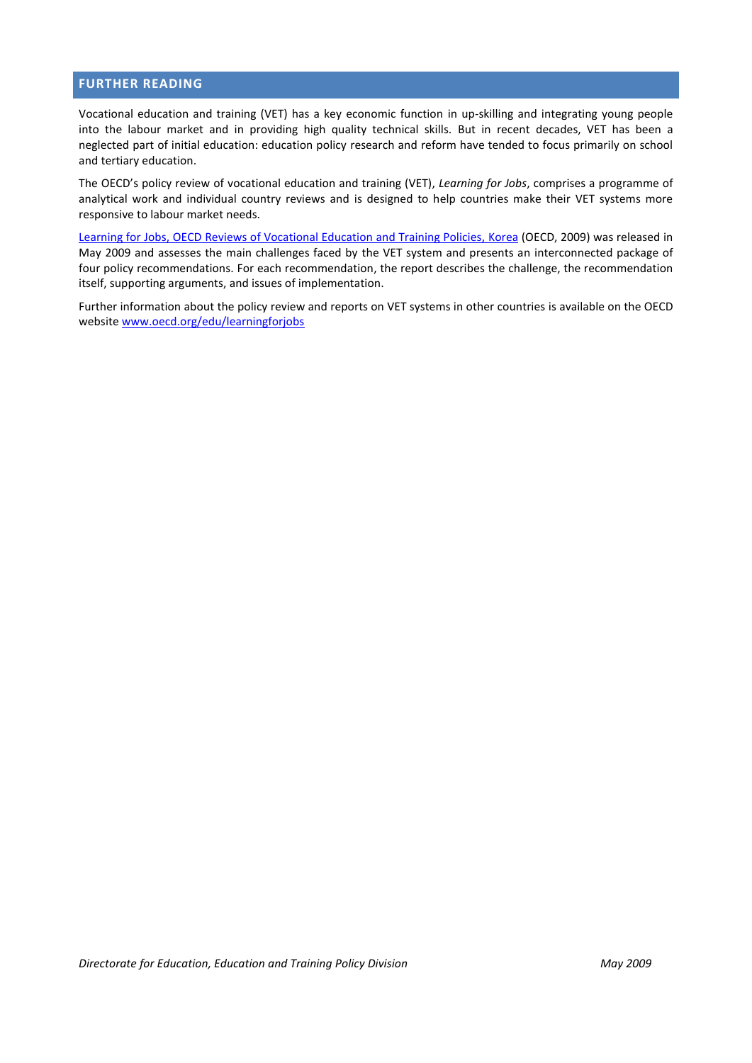## FURTHER READING

Vocational education and training (VET) has a key economic function in up-skilling and integrating young people into the labour market and in providing high quality technical skills. But in recent decades, VET has been a neglected part of initial education: education policy research and reform have tended to focus primarily on school and tertiary education.

The OECD's policy review of vocational education and training (VET), *Learning for Jobs*, comprises a programme of analytical work and individual country reviews and is designed to help countries make their VET systems more responsive to labour market needs.

Learning for Jobs, OECD Reviews of Vocational Education and Training Policies, Korea (OECD, 2009) was released in May 2009 and assesses the main challenges faced by the VET system and presents an interconnected package of four policy recommendations. For each recommendation, the report describes the challenge, the recommendation itself, supporting arguments, and issues of implementation.

Further information about the policy review and reports on VET systems in other countries is available on the OECD website www.oecd.org/edu/learningforjobs

*Directorate for Education, Education and Training Policy Division* *May 2009*